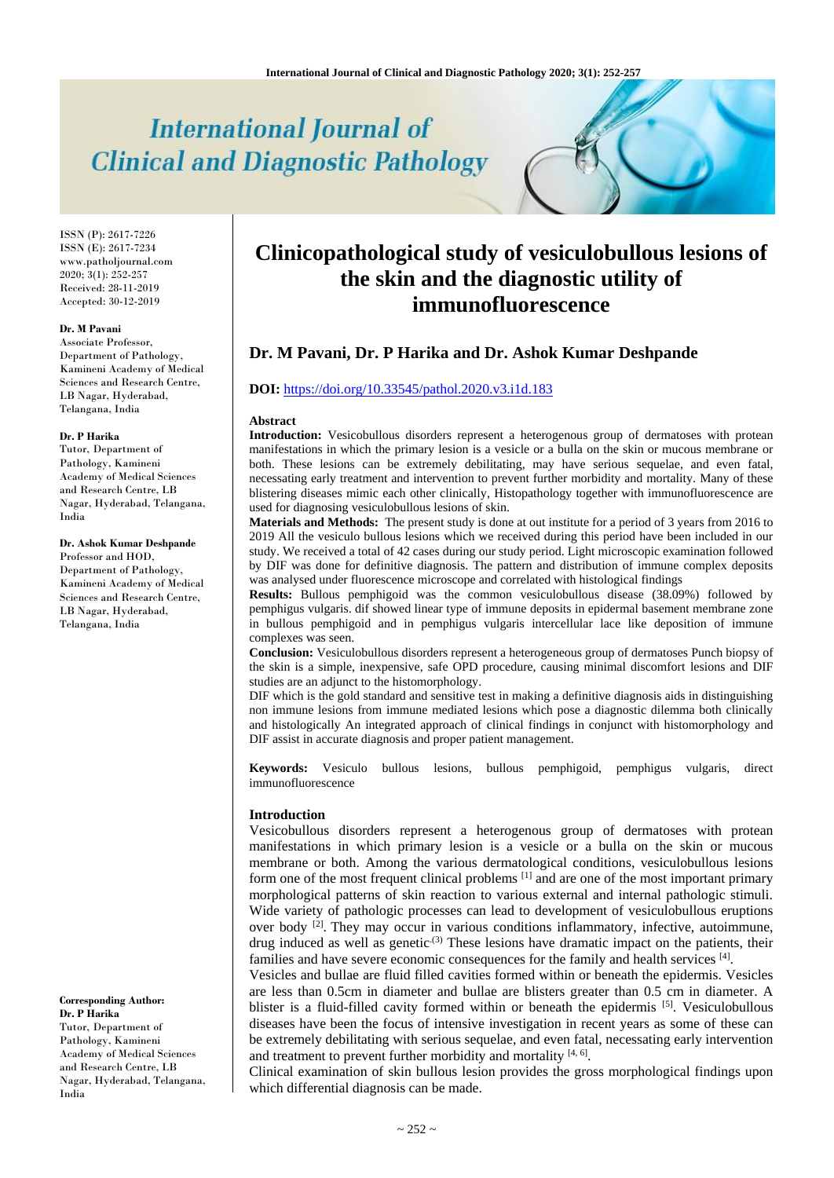# Clinicopathological study of vesiculobullous lesions of the skin and the diagnostic utility of immunofluorescence

**Dr. M Pavani, Dr. P Harika and Dr. Ashok Kumar Deshpande**

**DOI:** https://doi.org/10.33545/pathol.2020.v3.i1d.183

ISSN (P): 2617-7226
ISSN (E): 2617-7234
www.patholjournal.com
2020; 3(1): 252-257
Received: 28-11-2019
Accepted: 30-12-2019

**Dr. M Pavani**
Associate Professor, Department of Pathology, Kamineni Academy of Medical Sciences and Research Centre, LB Nagar, Hyderabad, Telangana, India

**Dr. P Harika**
Tutor, Department of Pathology, Kamineni Academy of Medical Sciences and Research Centre, LB Nagar, Hyderabad, Telangana, India

**Dr. Ashok Kumar Deshpande**
Professor and HOD, Department of Pathology, Kamineni Academy of Medical Sciences and Research Centre, LB Nagar, Hyderabad, Telangana, India

**Corresponding Author:**
**Dr. P Harika**
Tutor, Department of Pathology, Kamineni Academy of Medical Sciences and Research Centre, LB Nagar, Hyderabad, Telangana, India

## Abstract

**Introduction:** Vesicobullous disorders represent a heterogenous group of dermatoses with protean manifestations in which the primary lesion is a vesicle or a bulla on the skin or mucous membrane or both. These lesions can be extremely debilitating, may have serious sequelae, and even fatal, necessating early treatment and intervention to prevent further morbidity and mortality. Many of these blistering diseases mimic each other clinically, Histopathology together with immunofluorescence are used for diagnosing vesiculobullous lesions of skin.

**Materials and Methods:** The present study is done at out institute for a period of 3 years from 2016 to 2019 All the vesiculo bullous lesions which we received during this period have been included in our study. We received a total of 42 cases during our study period. Light microscopic examination followed by DIF was done for definitive diagnosis. The pattern and distribution of immune complex deposits was analysed under fluorescence microscope and correlated with histological findings

**Results:** Bullous pemphigoid was the common vesiculobullous disease (38.09%) followed by pemphigus vulgaris. dif showed linear type of immune deposits in epidermal basement membrane zone in bullous pemphigoid and in pemphigus vulgaris intercellular lace like deposition of immune complexes was seen.

**Conclusion:** Vesiculobullous disorders represent a heterogeneous group of dermatoses Punch biopsy of the skin is a simple, inexpensive, safe OPD procedure, causing minimal discomfort lesions and DIF studies are an adjunct to the histomorphology.

DIF which is the gold standard and sensitive test in making a definitive diagnosis aids in distinguishing non immune lesions from immune mediated lesions which pose a diagnostic dilemma both clinically and histologically An integrated approach of clinical findings in conjunct with histomorphology and DIF assist in accurate diagnosis and proper patient management.

**Keywords:** Vesiculo bullous lesions, bullous pemphigoid, pemphigus vulgaris, direct immunofluorescence

## Introduction

Vesicobullous disorders represent a heterogenous group of dermatoses with protean manifestations in which primary lesion is a vesicle or a bulla on the skin or mucous membrane or both. Among the various dermatological conditions, vesiculobullous lesions form one of the most frequent clinical problems [1] and are one of the most important primary morphological patterns of skin reaction to various external and internal pathologic stimuli. Wide variety of pathologic processes can lead to development of vesiculobullous eruptions over body [2]. They may occur in various conditions inflammatory, infective, autoimmune, drug induced as well as genetic.[3] These lesions have dramatic impact on the patients, their families and have severe economic consequences for the family and health services [4].

Vesicles and bullae are fluid filled cavities formed within or beneath the epidermis. Vesicles are less than 0.5cm in diameter and bullae are blisters greater than 0.5 cm in diameter. A blister is a fluid-filled cavity formed within or beneath the epidermis [5]. Vesiculobullous diseases have been the focus of intensive investigation in recent years as some of these can be extremely debilitating with serious sequelae, and even fatal, necessating early intervention and treatment to prevent further morbidity and mortality [4, 6].

Clinical examination of skin bullous lesion provides the gross morphological findings upon which differential diagnosis can be made.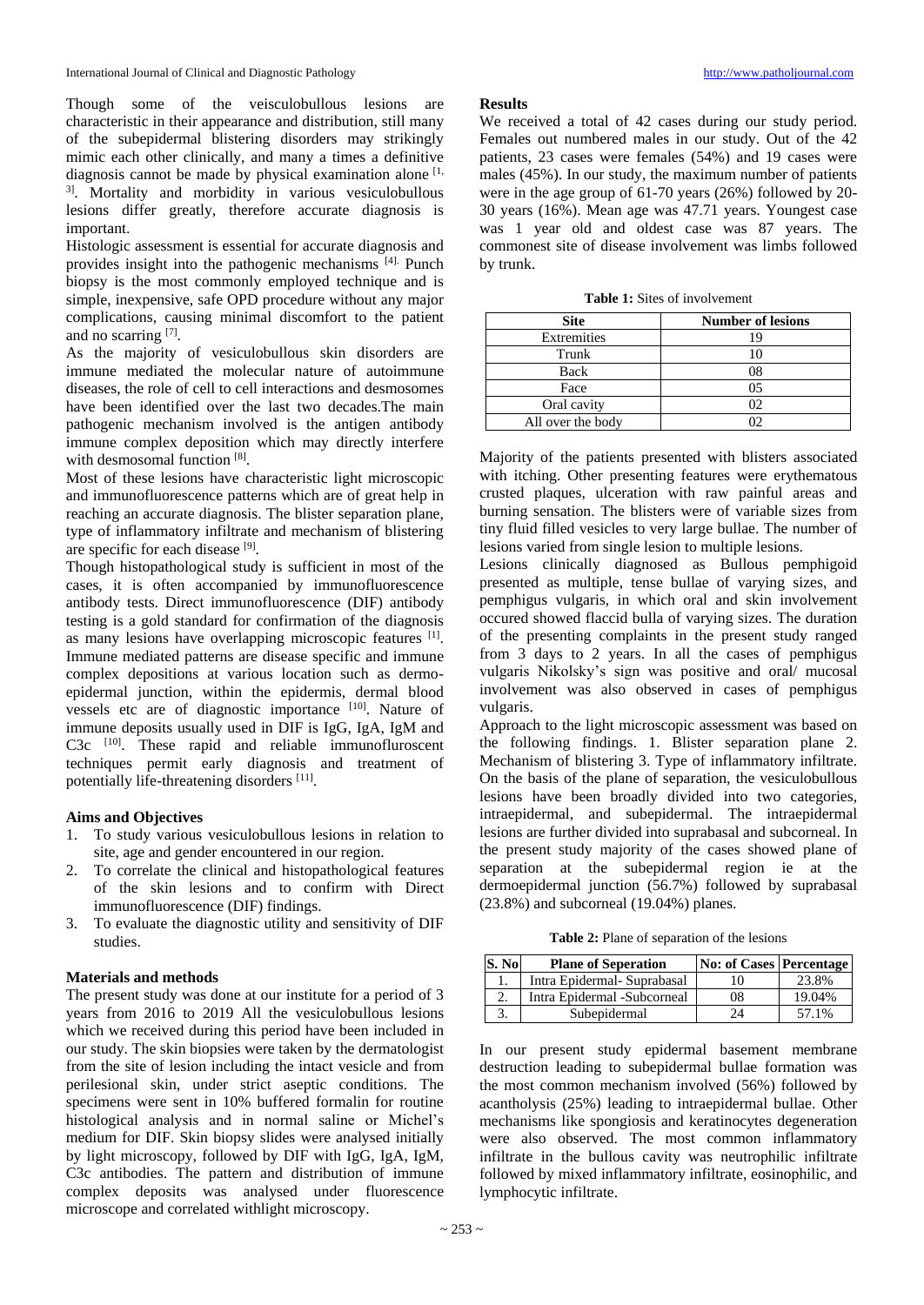Though some of the veisculobullous lesions are characteristic in their appearance and distribution, still many of the subepidermal blistering disorders may strikingly mimic each other clinically, and many a times a definitive diagnosis cannot be made by physical examination alone [1, 3]. Mortality and morbidity in various vesiculobullous lesions differ greatly, therefore accurate diagnosis is important.

Histologic assessment is essential for accurate diagnosis and provides insight into the pathogenic mechanisms [4]. Punch biopsy is the most commonly employed technique and is simple, inexpensive, safe OPD procedure without any major complications, causing minimal discomfort to the patient and no scarring [7].

As the majority of vesiculobullous skin disorders are immune mediated the molecular nature of autoimmune diseases, the role of cell to cell interactions and desmosomes have been identified over the last two decades.The main pathogenic mechanism involved is the antigen antibody immune complex deposition which may directly interfere with desmosomal function [8].

Most of these lesions have characteristic light microscopic and immunofluorescence patterns which are of great help in reaching an accurate diagnosis. The blister separation plane, type of inflammatory infiltrate and mechanism of blistering are specific for each disease [9].

Though histopathological study is sufficient in most of the cases, it is often accompanied by immunofluorescence antibody tests. Direct immunofluorescence (DIF) antibody testing is a gold standard for confirmation of the diagnosis as many lesions have overlapping microscopic features [1]. Immune mediated patterns are disease specific and immune complex depositions at various location such as dermo-epidermal junction, within the epidermis, dermal blood vessels etc are of diagnostic importance [10]. Nature of immune deposits usually used in DIF is IgG, IgA, IgM and C3c [10]. These rapid and reliable immunofluroscent techniques permit early diagnosis and treatment of potentially life-threatening disorders [11].

## Aims and Objectives

1. To study various vesiculobullous lesions in relation to site, age and gender encountered in our region.
2. To correlate the clinical and histopathological features of the skin lesions and to confirm with Direct immunofluorescence (DIF) findings.
3. To evaluate the diagnostic utility and sensitivity of DIF studies.

## Materials and methods

The present study was done at our institute for a period of 3 years from 2016 to 2019 All the vesiculobullous lesions which we received during this period have been included in our study. The skin biopsies were taken by the dermatologist from the site of lesion including the intact vesicle and from perilesional skin, under strict aseptic conditions. The specimens were sent in 10% buffered formalin for routine histological analysis and in normal saline or Michel's medium for DIF. Skin biopsy slides were analysed initially by light microscopy, followed by DIF with IgG, IgA, IgM, C3c antibodies. The pattern and distribution of immune complex deposits was analysed under fluorescence microscope and correlated withlight microscopy.

## Results

We received a total of 42 cases during our study period. Females out numbered males in our study. Out of the 42 patients, 23 cases were females (54%) and 19 cases were males (45%). In our study, the maximum number of patients were in the age group of 61-70 years (26%) followed by 20-30 years (16%). Mean age was 47.71 years. Youngest case was 1 year old and oldest case was 87 years. The commonest site of disease involvement was limbs followed by trunk.

**Table 1:** Sites of involvement

| Site | Number of lesions |
|---|---|
| Extremities | 19 |
| Trunk | 10 |
| Back | 08 |
| Face | 05 |
| Oral cavity | 02 |
| All over the body | 02 |

Majority of the patients presented with blisters associated with itching. Other presenting features were erythematous crusted plaques, ulceration with raw painful areas and burning sensation. The blisters were of variable sizes from tiny fluid filled vesicles to very large bullae. The number of lesions varied from single lesion to multiple lesions.

Lesions clinically diagnosed as Bullous pemphigoid presented as multiple, tense bullae of varying sizes, and pemphigus vulgaris, in which oral and skin involvement occured showed flaccid bulla of varying sizes. The duration of the presenting complaints in the present study ranged from 3 days to 2 years. In all the cases of pemphigus vulgaris Nikolsky's sign was positive and oral/ mucosal involvement was also observed in cases of pemphigus vulgaris.

Approach to the light microscopic assessment was based on the following findings. 1. Blister separation plane 2. Mechanism of blistering 3. Type of inflammatory infiltrate. On the basis of the plane of separation, the vesiculobullous lesions have been broadly divided into two categories, intraepidermal, and subepidermal. The intraepidermal lesions are further divided into suprabasal and subcorneal. In the present study majority of the cases showed plane of separation at the subepidermal region ie at the dermoepidermal junction (56.7%) followed by suprabasal (23.8%) and subcorneal (19.04%) planes.

**Table 2:** Plane of separation of the lesions

| S. No | Plane of Seperation | No: of Cases | Percentage |
|---|---|---|---|
| 1. | Intra Epidermal- Suprabasal | 10 | 23.8% |
| 2. | Intra Epidermal -Subcorneal | 08 | 19.04% |
| 3. | Subepidermal | 24 | 57.1% |

In our present study epidermal basement membrane destruction leading to subepidermal bullae formation was the most common mechanism involved (56%) followed by acantholysis (25%) leading to intraepidermal bullae. Other mechanisms like spongiosis and keratinocytes degeneration were also observed. The most common inflammatory infiltrate in the bullous cavity was neutrophilic infiltrate followed by mixed inflammatory infiltrate, eosinophilic, and lymphocytic infiltrate.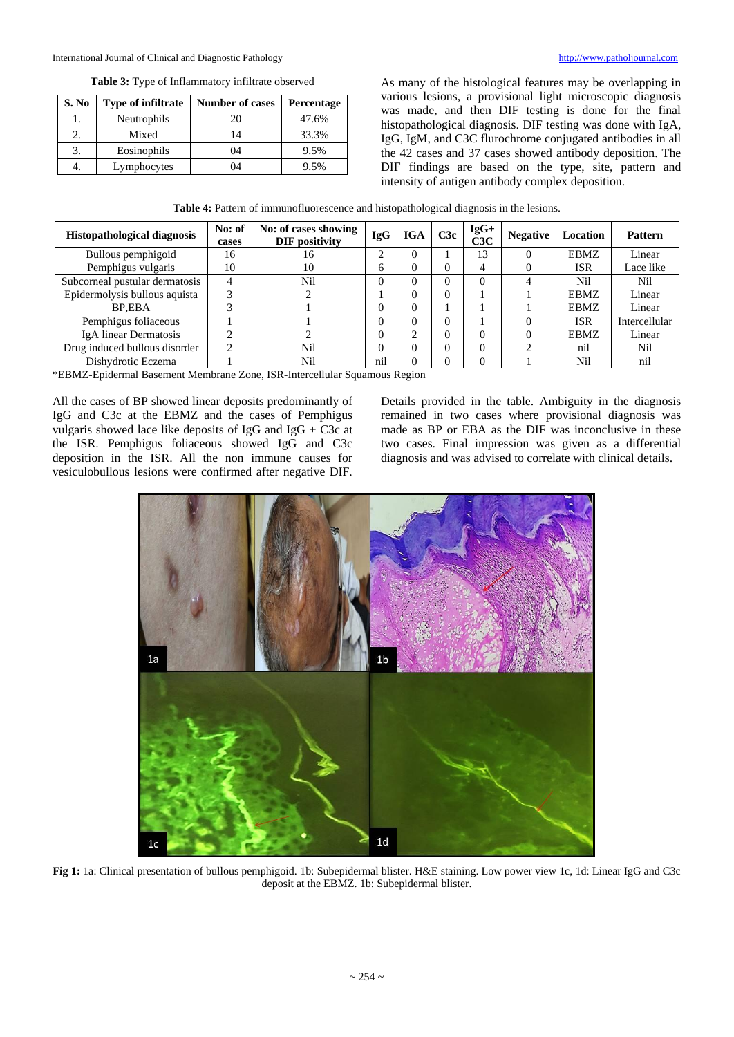**Table 3:** Type of Inflammatory infiltrate observed

| S. No | Type of infiltrate | Number of cases | Percentage |
|---|---|---|---|
| 1. | Neutrophils | 20 | 47.6% |
| 2. | Mixed | 14 | 33.3% |
| 3. | Eosinophils | 04 | 9.5% |
| 4. | Lymphocytes | 04 | 9.5% |

As many of the histological features may be overlapping in various lesions, a provisional light microscopic diagnosis was made, and then DIF testing is done for the final histopathological diagnosis. DIF testing was done with IgA, IgG, IgM, and C3C flurochrome conjugated antibodies in all the 42 cases and 37 cases showed antibody deposition. The DIF findings are based on the type, site, pattern and intensity of antigen antibody complex deposition.

**Table 4:** Pattern of immunofluorescence and histopathological diagnosis in the lesions.

| Histopathological diagnosis | No: of cases | No: of cases showing DIF positivity | IgG | IGA | C3c | IgG+ C3C | Negative | Location | Pattern |
|---|---|---|---|---|---|---|---|---|---|
| Bullous pemphigoid | 16 | 16 | 2 | 0 | 1 | 13 | 0 | EBMZ | Linear |
| Pemphigus vulgaris | 10 | 10 | 6 | 0 | 0 | 4 | 0 | ISR | Lace like |
| Subcorneal pustular dermatosis | 4 | Nil | 0 | 0 | 0 | 0 | 4 | Nil | Nil |
| Epidermolysis bullous aquista | 3 | 2 | 1 | 0 | 0 | 1 | 1 | EBMZ | Linear |
| BP,EBA | 3 | 1 | 0 | 0 | 1 | 1 | 1 | EBMZ | Linear |
| Pemphigus foliaceous | 1 | 1 | 0 | 0 | 0 | 1 | 0 | ISR | Intercellular |
| IgA linear Dermatosis | 2 | 2 | 0 | 2 | 0 | 0 | 0 | EBMZ | Linear |
| Drug induced bullous disorder | 2 | Nil | 0 | 0 | 0 | 0 | 2 | nil | Nil |
| Dishydrotic Eczema | 1 | Nil | nil | 0 | 0 | 0 | 1 | Nil | nil |

*EBMZ-Epidermal Basement Membrane Zone, ISR-Intercellular Squamous Region

All the cases of BP showed linear deposits predominantly of IgG and C3c at the EBMZ and the cases of Pemphigus vulgaris showed lace like deposits of IgG and IgG + C3c at the ISR. Pemphigus foliaceous showed IgG and C3c deposition in the ISR. All the non immune causes for vesiculobullous lesions were confirmed after negative DIF. Details provided in the table. Ambiguity in the diagnosis remained in two cases where provisional diagnosis was made as BP or EBA as the DIF was inconclusive in these two cases. Final impression was given as a differential diagnosis and was advised to correlate with clinical details.

**Fig 1:** 1a: Clinical presentation of bullous pemphigoid. 1b: Subepidermal blister. H&E staining. Low power view 1c, 1d: Linear IgG and C3c deposit at the EBMZ. 1b: Subepidermal blister.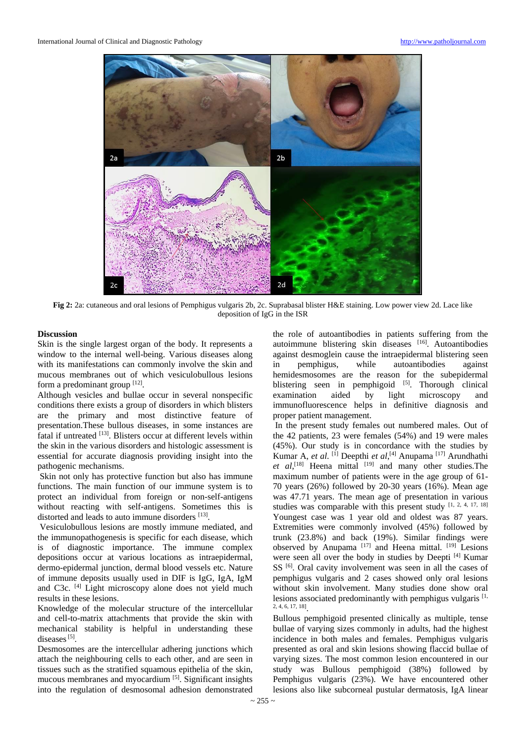Fig 2: 2a: cutaneous and oral lesions of Pemphigus vulgaris 2b, 2c. Suprabasal blister H&E staining. Low power view 2d. Lace like deposition of IgG in the ISR

## Discussion

Skin is the single largest organ of the body. It represents a window to the internal well-being. Various diseases along with its manifestations can commonly involve the skin and mucous membranes out of which vesiculobullous lesions form a predominant group [12].

Although vesicles and bullae occur in several nonspecific conditions there exists a group of disorders in which blisters are the primary and most distinctive feature of presentation.These bullous diseases, in some instances are fatal if untreated [13]. Blisters occur at different levels within the skin in the various disorders and histologic assessment is essential for accurate diagnosis providing insight into the pathogenic mechanisms.

Skin not only has protective function but also has immune functions. The main function of our immune system is to protect an individual from foreign or non-self-antigens without reacting with self-antigens. Sometimes this is distorted and leads to auto immune disorders [13].

Vesiculobullous lesions are mostly immune mediated, and the immunopathogenesis is specific for each disease, which is of diagnostic importance. The immune complex depositions occur at various locations as intraepidermal, dermo-epidermal junction, dermal blood vessels etc. Nature of immune deposits usually used in DIF is IgG, IgA, IgM and C3c. [4] Light microscopy alone does not yield much results in these lesions.

Knowledge of the molecular structure of the intercellular and cell-to-matrix attachments that provide the skin with mechanical stability is helpful in understanding these diseases [5].

Desmosomes are the intercellular adhering junctions which attach the neighbouring cells to each other, and are seen in tissues such as the stratified squamous epithelia of the skin, mucous membranes and myocardium [5]. Significant insights into the regulation of desmosomal adhesion demonstrated the role of autoantibodies in patients suffering from the autoimmune blistering skin diseases [16]. Autoantibodies against desmoglein cause the intraepidermal blistering seen in pemphigus, while autoantibodies against hemidesmosomes are the reason for the subepidermal blistering seen in pemphigoid [5]. Thorough clinical examination aided by light microscopy and immunofluorescence helps in definitive diagnosis and proper patient management.

In the present study females out numbered males. Out of the 42 patients, 23 were females (54%) and 19 were males (45%). Our study is in concordance with the studies by Kumar A, *et al.* [1] Deepthi *et al*,[4] Anupama [17] Arundhathi *et al*,[18] Heena mittal [19] and many other studies.The maximum number of patients were in the age group of 61-70 years (26%) followed by 20-30 years (16%). Mean age was 47.71 years. The mean age of presentation in various studies was comparable with this present study [1, 2, 4, 17, 18]. Youngest case was 1 year old and oldest was 87 years. Extremities were commonly involved (45%) followed by trunk (23.8%) and back (19%). Similar findings were observed by Anupama [17] and Heena mittal. [19] Lesions were seen all over the body in studies by Deepti [4] Kumar SS [6]. Oral cavity involvement was seen in all the cases of pemphigus vulgaris and 2 cases showed only oral lesions without skin involvement. Many studies done show oral lesions associated predominantly with pemphigus vulgaris [1, 2, 4, 6, 17, 18].

Bullous pemphigoid presented clinically as multiple, tense bullae of varying sizes commonly in adults, had the highest incidence in both males and females. Pemphigus vulgaris presented as oral and skin lesions showing flaccid bullae of varying sizes. The most common lesion encountered in our study was Bullous pemphigoid (38%) followed by Pemphigus vulgaris (23%). We have encountered other lesions also like subcorneal pustular dermatosis, IgA linear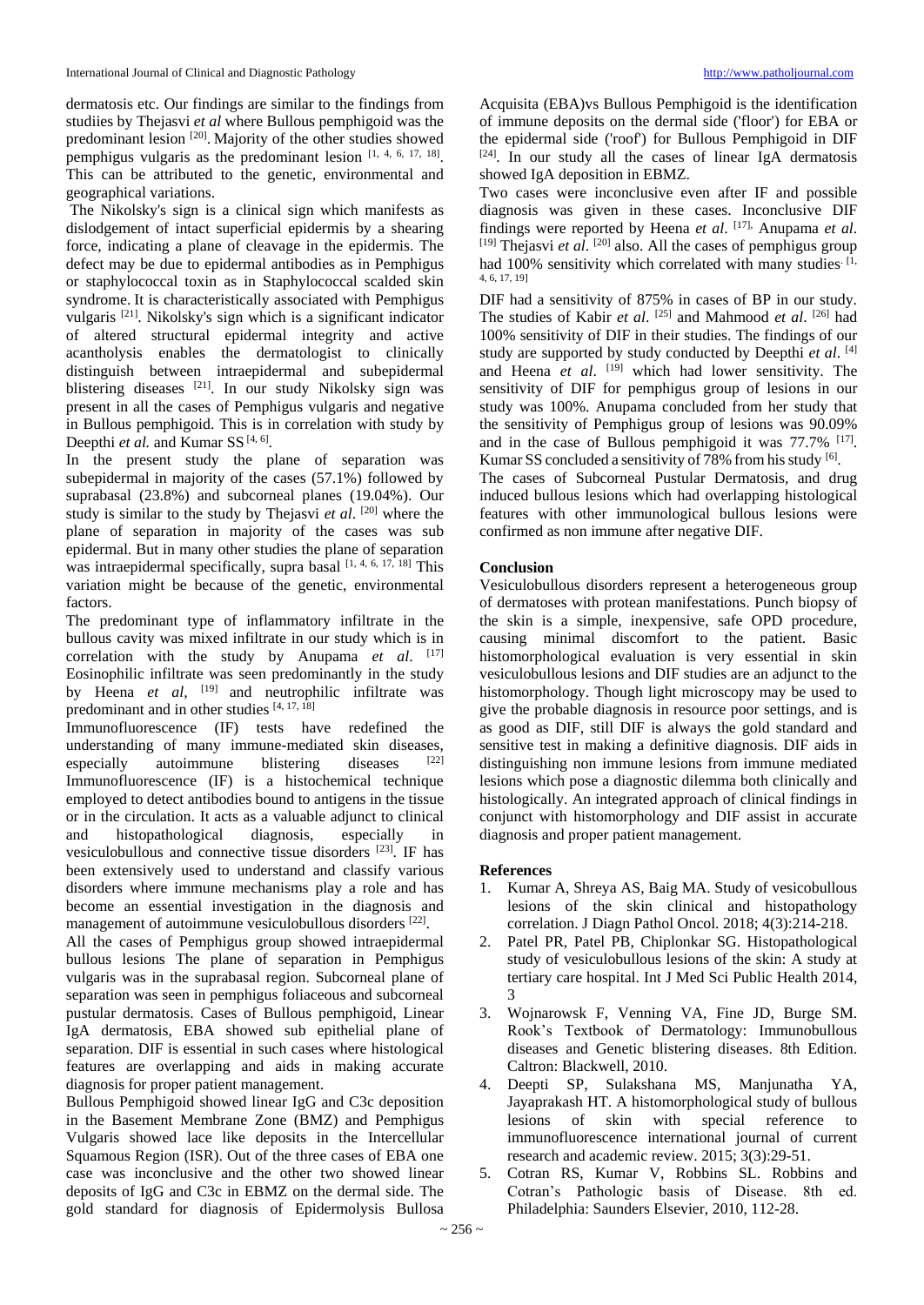dermatosis etc. Our findings are similar to the findings from studiies by Thejasvi *et al* where Bullous pemphigoid was the predominant lesion [20]. Majority of the other studies showed pemphigus vulgaris as the predominant lesion [1, 4, 6, 17, 18]. This can be attributed to the genetic, environmental and geographical variations.

The Nikolsky's sign is a clinical sign which manifests as dislodgement of intact superficial epidermis by a shearing force, indicating a plane of cleavage in the epidermis. The defect may be due to epidermal antibodies as in Pemphigus or staphylococcal toxin as in Staphylococcal scalded skin syndrome. It is characteristically associated with Pemphigus vulgaris [21]. Nikolsky's sign which is a significant indicator of altered structural epidermal integrity and active acantholysis enables the dermatologist to clinically distinguish between intraepidermal and subepidermal blistering diseases [21]. In our study Nikolsky sign was present in all the cases of Pemphigus vulgaris and negative in Bullous pemphigoid. This is in correlation with study by Deepthi *et al.* and Kumar SS [4, 6].

In the present study the plane of separation was subepidermal in majority of the cases (57.1%) followed by suprabasal (23.8%) and subcorneal planes (19.04%). Our study is similar to the study by Thejasvi *et al*. [20] where the plane of separation in majority of the cases was sub epidermal. But in many other studies the plane of separation was intraepidermal specifically, supra basal [1, 4, 6, 17, 18] This variation might be because of the genetic, environmental factors.

The predominant type of inflammatory infiltrate in the bullous cavity was mixed infiltrate in our study which is in correlation with the study by Anupama *et al*. [17] Eosinophilic infiltrate was seen predominantly in the study by Heena *et al*, [19] and neutrophilic infiltrate was predominant and in other studies [4, 17, 18]

Immunofluorescence (IF) tests have redefined the understanding of many immune-mediated skin diseases, especially autoimmune blistering diseases [22] Immunofluorescence (IF) is a histochemical technique employed to detect antibodies bound to antigens in the tissue or in the circulation. It acts as a valuable adjunct to clinical and histopathological diagnosis, especially in vesiculobullous and connective tissue disorders [23]. IF has been extensively used to understand and classify various disorders where immune mechanisms play a role and has become an essential investigation in the diagnosis and management of autoimmune vesiculobullous disorders [22].

All the cases of Pemphigus group showed intraepidermal bullous lesions The plane of separation in Pemphigus vulgaris was in the suprabasal region. Subcorneal plane of separation was seen in pemphigus foliaceous and subcorneal pustular dermatosis. Cases of Bullous pemphigoid, Linear IgA dermatosis, EBA showed sub epithelial plane of separation. DIF is essential in such cases where histological features are overlapping and aids in making accurate diagnosis for proper patient management.

Bullous Pemphigoid showed linear IgG and C3c deposition in the Basement Membrane Zone (BMZ) and Pemphigus Vulgaris showed lace like deposits in the Intercellular Squamous Region (ISR). Out of the three cases of EBA one case was inconclusive and the other two showed linear deposits of IgG and C3c in EBMZ on the dermal side. The gold standard for diagnosis of Epidermolysis Bullosa Acquisita (EBA)vs Bullous Pemphigoid is the identification of immune deposits on the dermal side ('floor') for EBA or the epidermal side ('roof') for Bullous Pemphigoid in DIF [24]. In our study all the cases of linear IgA dermatosis showed IgA deposition in EBMZ.

Two cases were inconclusive even after IF and possible diagnosis was given in these cases. Inconclusive DIF findings were reported by Heena *et al*. [17], Anupama *et al*. [19] Thejasvi *et al*. [20] also. All the cases of pemphigus group had 100% sensitivity which correlated with many studies [1, 4, 6, 17, 19]

DIF had a sensitivity of 875% in cases of BP in our study. The studies of Kabir *et al*. [25] and Mahmood *et al*. [26] had 100% sensitivity of DIF in their studies. The findings of our study are supported by study conducted by Deepthi *et al*. [4] and Heena *et al*. [19] which had lower sensitivity. The sensitivity of DIF for pemphigus group of lesions in our study was 100%. Anupama concluded from her study that the sensitivity of Pemphigus group of lesions was 90.09% and in the case of Bullous pemphigoid it was 77.7% [17]. Kumar SS concluded a sensitivity of 78% from his study [6].

The cases of Subcorneal Pustular Dermatosis, and drug induced bullous lesions which had overlapping histological features with other immunological bullous lesions were confirmed as non immune after negative DIF.

## Conclusion

Vesiculobullous disorders represent a heterogeneous group of dermatoses with protean manifestations. Punch biopsy of the skin is a simple, inexpensive, safe OPD procedure, causing minimal discomfort to the patient. Basic histomorphological evaluation is very essential in skin vesiculobullous lesions and DIF studies are an adjunct to the histomorphology. Though light microscopy may be used to give the probable diagnosis in resource poor settings, and is as good as DIF, still DIF is always the gold standard and sensitive test in making a definitive diagnosis. DIF aids in distinguishing non immune lesions from immune mediated lesions which pose a diagnostic dilemma both clinically and histologically. An integrated approach of clinical findings in conjunct with histomorphology and DIF assist in accurate diagnosis and proper patient management.

## References

1. Kumar A, Shreya AS, Baig MA. Study of vesicobullous lesions of the skin clinical and histopathology correlation. J Diagn Pathol Oncol. 2018; 4(3):214-218.
2. Patel PR, Patel PB, Chiplonkar SG. Histopathological study of vesiculobullous lesions of the skin: A study at tertiary care hospital. Int J Med Sci Public Health 2014, 3
3. Wojnarowsk F, Venning VA, Fine JD, Burge SM. Rook's Textbook of Dermatology: Immunobullous diseases and Genetic blistering diseases. 8th Edition. Caltron: Blackwell, 2010.
4. Deepti SP, Sulakshana MS, Manjunatha YA, Jayaprakash HT. A histomorphological study of bullous lesions of skin with special reference to immunofluorescence international journal of current research and academic review. 2015; 3(3):29-51.
5. Cotran RS, Kumar V, Robbins SL. Robbins and Cotran's Pathologic basis of Disease. 8th ed. Philadelphia: Saunders Elsevier, 2010, 112-28.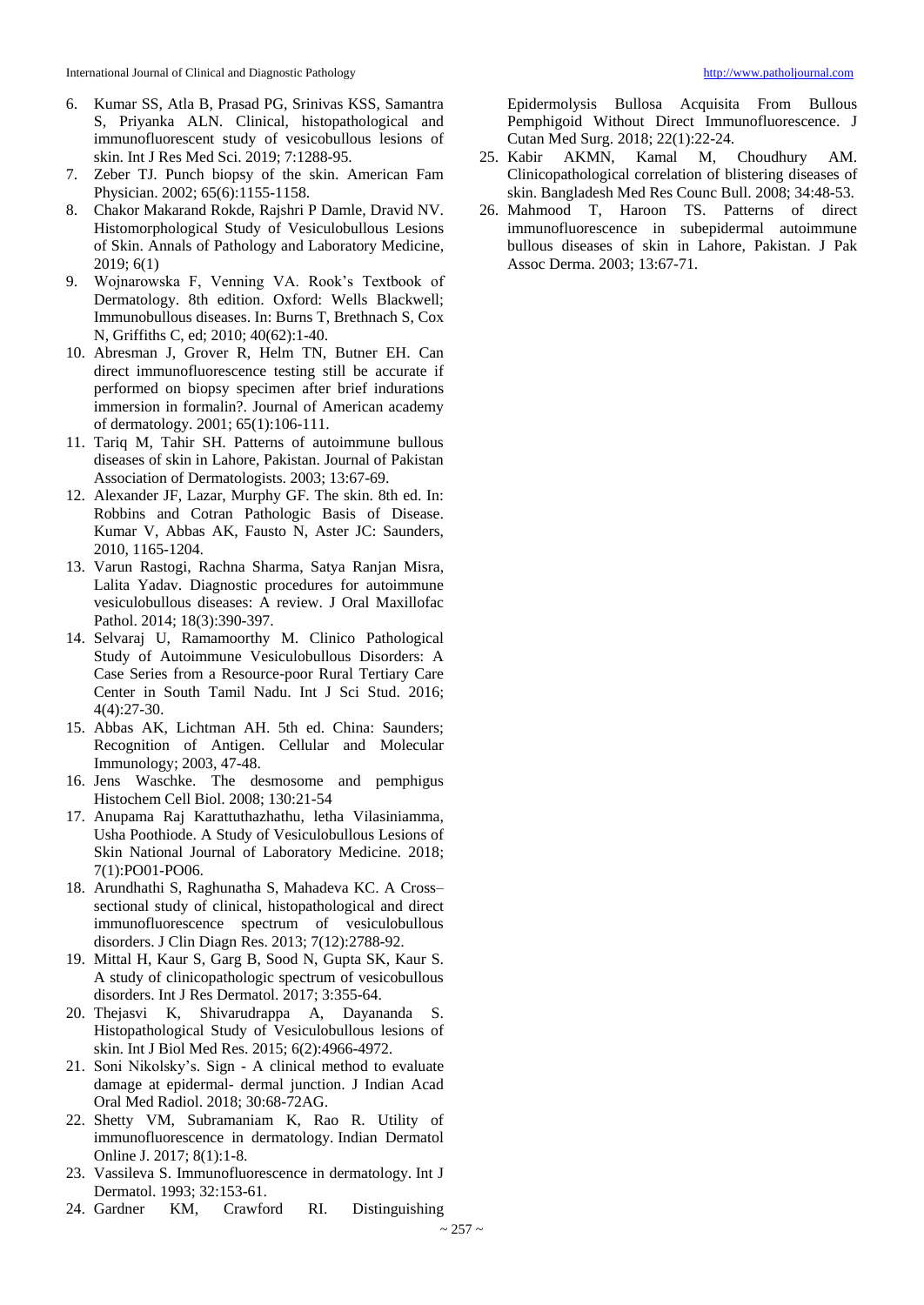6. Kumar SS, Atla B, Prasad PG, Srinivas KSS, Samantra S, Priyanka ALN. Clinical, histopathological and immunofluorescent study of vesicobullous lesions of skin. Int J Res Med Sci. 2019; 7:1288-95.
7. Zeber TJ. Punch biopsy of the skin. American Fam Physician. 2002; 65(6):1155-1158.
8. Chakor Makarand Rokde, Rajshri P Damle, Dravid NV. Histomorphological Study of Vesiculobullous Lesions of Skin. Annals of Pathology and Laboratory Medicine, 2019; 6(1)
9. Wojnarowska F, Venning VA. Rook's Textbook of Dermatology. 8th edition. Oxford: Wells Blackwell; Immunobullous diseases. In: Burns T, Brethnach S, Cox N, Griffiths C, ed; 2010; 40(62):1-40.
10. Abresman J, Grover R, Helm TN, Butner EH. Can direct immunofluorescence testing still be accurate if performed on biopsy specimen after brief indurations immersion in formalin?. Journal of American academy of dermatology. 2001; 65(1):106-111.
11. Tariq M, Tahir SH. Patterns of autoimmune bullous diseases of skin in Lahore, Pakistan. Journal of Pakistan Association of Dermatologists. 2003; 13:67-69.
12. Alexander JF, Lazar, Murphy GF. The skin. 8th ed. In: Robbins and Cotran Pathologic Basis of Disease. Kumar V, Abbas AK, Fausto N, Aster JC: Saunders, 2010, 1165-1204.
13. Varun Rastogi, Rachna Sharma, Satya Ranjan Misra, Lalita Yadav. Diagnostic procedures for autoimmune vesiculobullous diseases: A review. J Oral Maxillofac Pathol. 2014; 18(3):390-397.
14. Selvaraj U, Ramamoorthy M. Clinico Pathological Study of Autoimmune Vesiculobullous Disorders: A Case Series from a Resource-poor Rural Tertiary Care Center in South Tamil Nadu. Int J Sci Stud. 2016; 4(4):27-30.
15. Abbas AK, Lichtman AH. 5th ed. China: Saunders; Recognition of Antigen. Cellular and Molecular Immunology; 2003, 47-48.
16. Jens Waschke. The desmosome and pemphigus Histochem Cell Biol. 2008; 130:21-54
17. Anupama Raj Karattuthazhathu, letha Vilasiniamma, Usha Poothiode. A Study of Vesiculobullous Lesions of Skin National Journal of Laboratory Medicine. 2018; 7(1):PO01-PO06.
18. Arundhathi S, Raghunatha S, Mahadeva KC. A Cross–sectional study of clinical, histopathological and direct immunofluorescence spectrum of vesiculobullous disorders. J Clin Diagn Res. 2013; 7(12):2788-92.
19. Mittal H, Kaur S, Garg B, Sood N, Gupta SK, Kaur S. A study of clinicopathologic spectrum of vesicobullous disorders. Int J Res Dermatol. 2017; 3:355-64.
20. Thejasvi K, Shivarudrappa A, Dayananda S. Histopathological Study of Vesiculobullous lesions of skin. Int J Biol Med Res. 2015; 6(2):4966-4972.
21. Soni Nikolsky's. Sign - A clinical method to evaluate damage at epidermal- dermal junction. J Indian Acad Oral Med Radiol. 2018; 30:68-72AG.
22. Shetty VM, Subramaniam K, Rao R. Utility of immunofluorescence in dermatology. Indian Dermatol Online J. 2017; 8(1):1-8.
23. Vassileva S. Immunofluorescence in dermatology. Int J Dermatol. 1993; 32:153-61.
24. Gardner KM, Crawford RI. Distinguishing Epidermolysis Bullosa Acquisita From Bullous Pemphigoid Without Direct Immunofluorescence. J Cutan Med Surg. 2018; 22(1):22-24.
25. Kabir AKMN, Kamal M, Choudhury AM. Clinicopathological correlation of blistering diseases of skin. Bangladesh Med Res Counc Bull. 2008; 34:48-53.
26. Mahmood T, Haroon TS. Patterns of direct immunofluorescence in subepidermal autoimmune bullous diseases of skin in Lahore, Pakistan. J Pak Assoc Derma. 2003; 13:67-71.